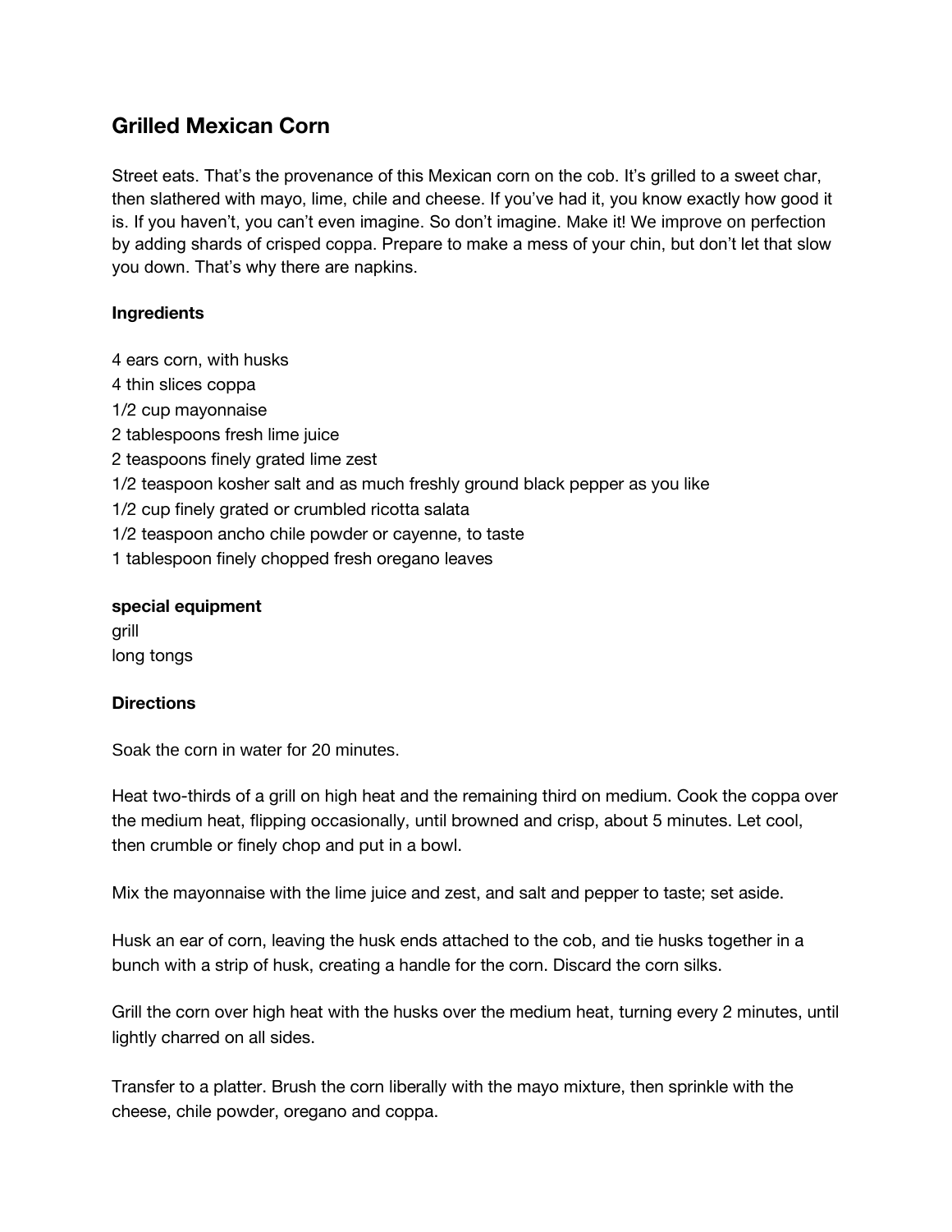## Grilled Mexican Corn

Street eats. That's the provenance of this Mexican corn on the cob. It's grilled to a sweet char, then slathered with mayo, lime, chile and cheese. If you've had it, you know exactly how good it is. If you haven't, you can't even imagine. So don't imagine. Make it! We improve on perfection by adding shards of crisped coppa. Prepare to make a mess of your chin, but don't let that slow you down. That's why there are napkins.

**Ingredients**

4 ears corn, with husks
4 thin slices coppa
1/2 cup mayonnaise
2 tablespoons fresh lime juice
2 teaspoons finely grated lime zest
1/2 teaspoon kosher salt and as much freshly ground black pepper as you like
1/2 cup finely grated or crumbled ricotta salata
1/2 teaspoon ancho chile powder or cayenne, to taste
1 tablespoon finely chopped fresh oregano leaves

**special equipment**
grill
long tongs

**Directions**

Soak the corn in water for 20 minutes.

Heat two-thirds of a grill on high heat and the remaining third on medium. Cook the coppa over the medium heat, flipping occasionally, until browned and crisp, about 5 minutes. Let cool, then crumble or finely chop and put in a bowl.

Mix the mayonnaise with the lime juice and zest, and salt and pepper to taste; set aside.

Husk an ear of corn, leaving the husk ends attached to the cob, and tie husks together in a bunch with a strip of husk, creating a handle for the corn. Discard the corn silks.

Grill the corn over high heat with the husks over the medium heat, turning every 2 minutes, until lightly charred on all sides.

Transfer to a platter. Brush the corn liberally with the mayo mixture, then sprinkle with the cheese, chile powder, oregano and coppa.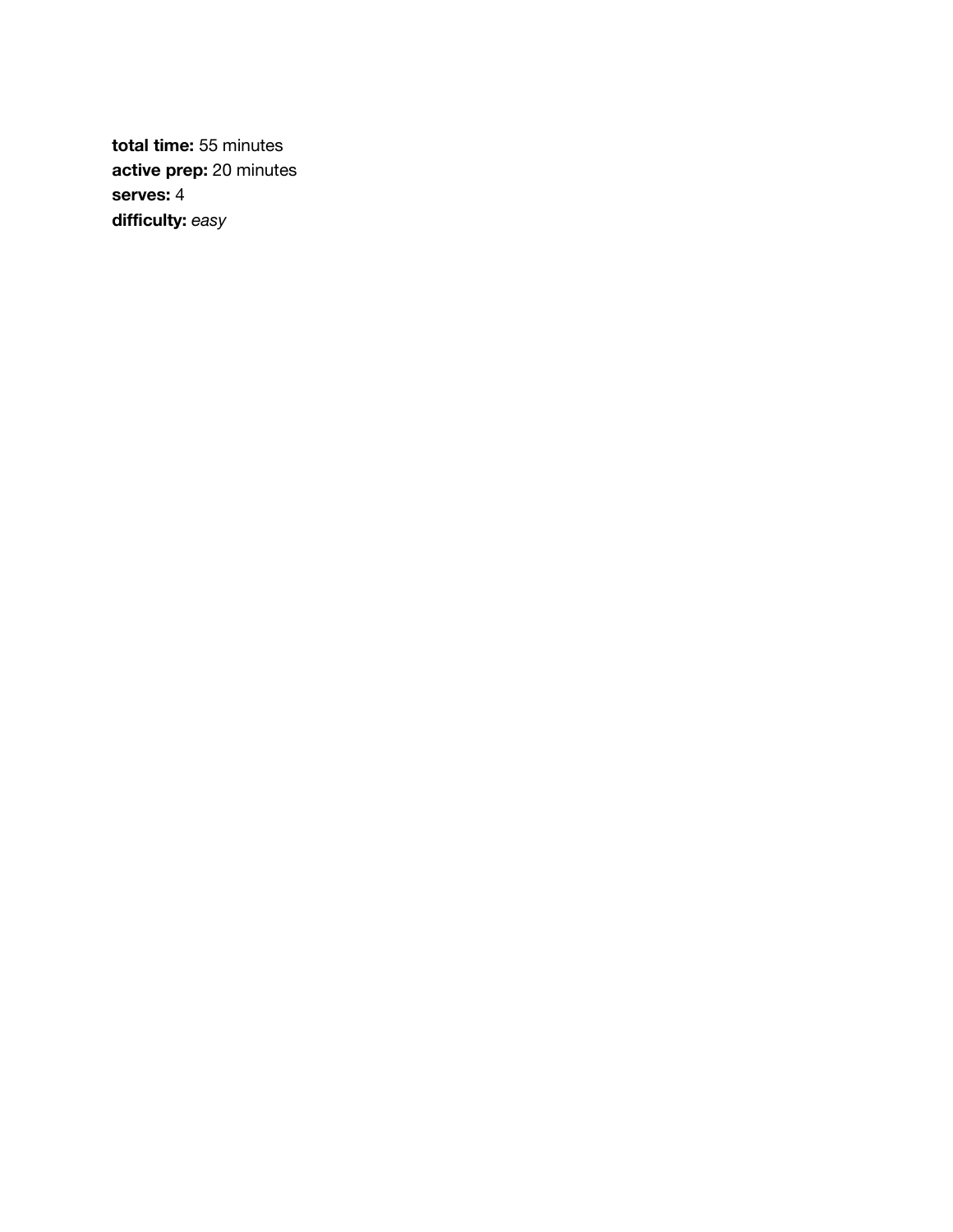**total time:** 55 minutes
**active prep:** 20 minutes
**serves:** 4
**difficulty:** *easy*